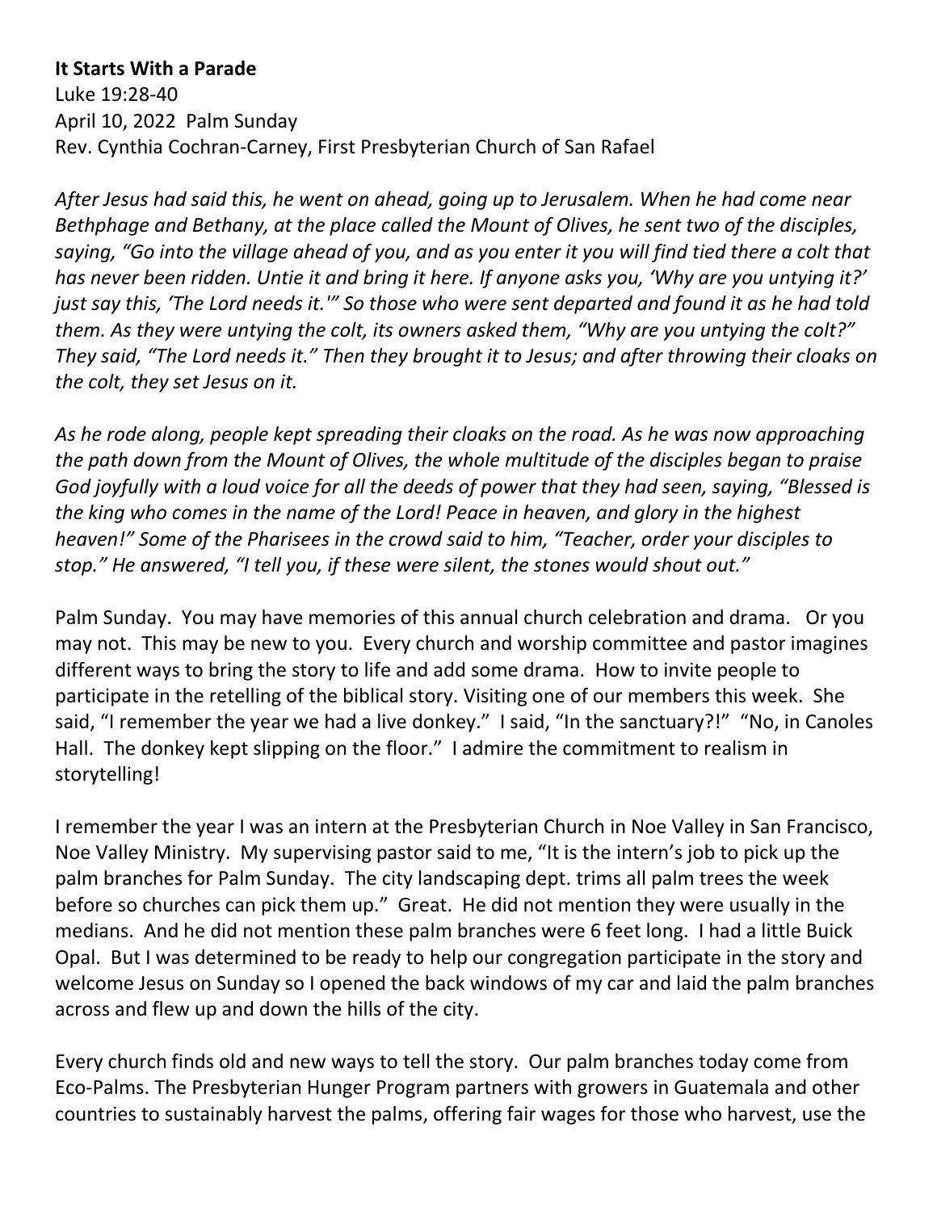**It Starts With a Parade**

Luke 19:28-40

April 10, 2022 Palm Sunday

Rev. Cynthia Cochran-Carney, First Presbyterian Church of San Rafael

*After Jesus had said this, he went on ahead, going up to Jerusalem. When he had come near Bethphage and Bethany, at the place called the Mount of Olives, he sent two of the disciples, saying, "Go into the village ahead of you, and as you enter it you will find tied there a colt that has never been ridden. Untie it and bring it here. If anyone asks you, 'Why are you untying it?' just say this, 'The Lord needs it.'" So those who were sent departed and found it as he had told them. As they were untying the colt, its owners asked them, "Why are you untying the colt?" They said, "The Lord needs it." Then they brought it to Jesus; and after throwing their cloaks on the colt, they set Jesus on it.*

*As he rode along, people kept spreading their cloaks on the road. As he was now approaching the path down from the Mount of Olives, the whole multitude of the disciples began to praise God joyfully with a loud voice for all the deeds of power that they had seen, saying, "Blessed is the king who comes in the name of the Lord! Peace in heaven, and glory in the highest heaven!" Some of the Pharisees in the crowd said to him, "Teacher, order your disciples to stop." He answered, "I tell you, if these were silent, the stones would shout out."*

Palm Sunday. You may have memories of this annual church celebration and drama. Or you may not. This may be new to you. Every church and worship committee and pastor imagines different ways to bring the story to life and add some drama. How to invite people to participate in the retelling of the biblical story. Visiting one of our members this week. She said, "I remember the year we had a live donkey." I said, "In the sanctuary?!" "No, in Canoles Hall. The donkey kept slipping on the floor." I admire the commitment to realism in storytelling!

I remember the year I was an intern at the Presbyterian Church in Noe Valley in San Francisco, Noe Valley Ministry. My supervising pastor said to me, "It is the intern's job to pick up the palm branches for Palm Sunday. The city landscaping dept. trims all palm trees the week before so churches can pick them up." Great. He did not mention they were usually in the medians. And he did not mention these palm branches were 6 feet long. I had a little Buick Opal. But I was determined to be ready to help our congregation participate in the story and welcome Jesus on Sunday so I opened the back windows of my car and laid the palm branches across and flew up and down the hills of the city.

Every church finds old and new ways to tell the story. Our palm branches today come from Eco-Palms. The Presbyterian Hunger Program partners with growers in Guatemala and other countries to sustainably harvest the palms, offering fair wages for those who harvest, use the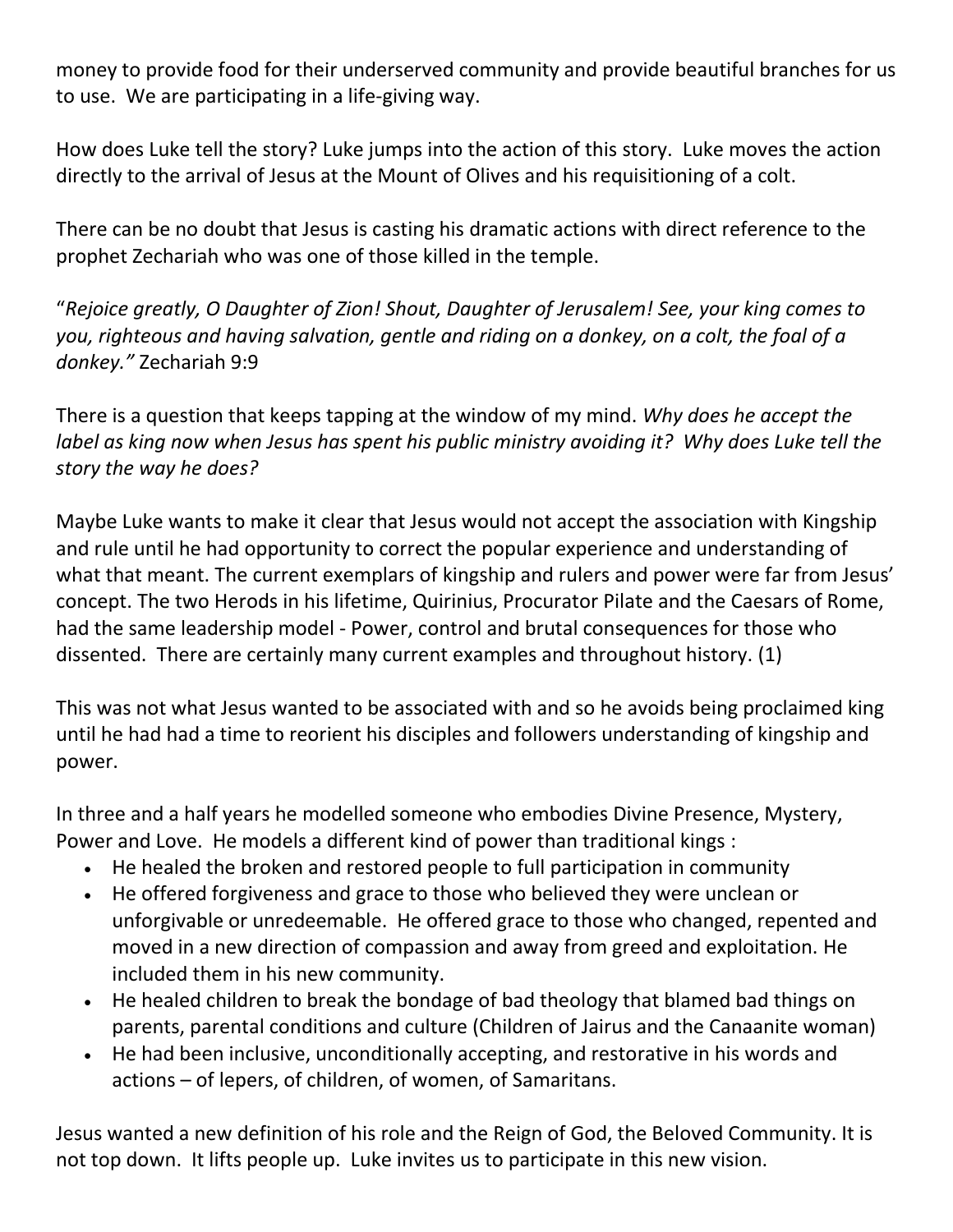money to provide food for their underserved community and provide beautiful branches for us to use. We are participating in a life-giving way.

How does Luke tell the story? Luke jumps into the action of this story. Luke moves the action directly to the arrival of Jesus at the Mount of Olives and his requisitioning of a colt.

There can be no doubt that Jesus is casting his dramatic actions with direct reference to the prophet Zechariah who was one of those killed in the temple.

"*Rejoice greatly, O Daughter of Zion! Shout, Daughter of Jerusalem! See, your king comes to you, righteous and having salvation, gentle and riding on a donkey, on a colt, the foal of a donkey."* Zechariah 9:9

There is a question that keeps tapping at the window of my mind. *Why does he accept the label as king now when Jesus has spent his public ministry avoiding it? Why does Luke tell the story the way he does?*

Maybe Luke wants to make it clear that Jesus would not accept the association with Kingship and rule until he had opportunity to correct the popular experience and understanding of what that meant. The current exemplars of kingship and rulers and power were far from Jesus' concept. The two Herods in his lifetime, Quirinius, Procurator Pilate and the Caesars of Rome, had the same leadership model - Power, control and brutal consequences for those who dissented. There are certainly many current examples and throughout history. (1)

This was not what Jesus wanted to be associated with and so he avoids being proclaimed king until he had had a time to reorient his disciples and followers understanding of kingship and power.

In three and a half years he modelled someone who embodies Divine Presence, Mystery, Power and Love. He models a different kind of power than traditional kings :

- He healed the broken and restored people to full participation in community
- He offered forgiveness and grace to those who believed they were unclean or unforgivable or unredeemable. He offered grace to those who changed, repented and moved in a new direction of compassion and away from greed and exploitation. He included them in his new community.
- He healed children to break the bondage of bad theology that blamed bad things on parents, parental conditions and culture (Children of Jairus and the Canaanite woman)
- He had been inclusive, unconditionally accepting, and restorative in his words and actions – of lepers, of children, of women, of Samaritans.

Jesus wanted a new definition of his role and the Reign of God, the Beloved Community. It is not top down. It lifts people up. Luke invites us to participate in this new vision.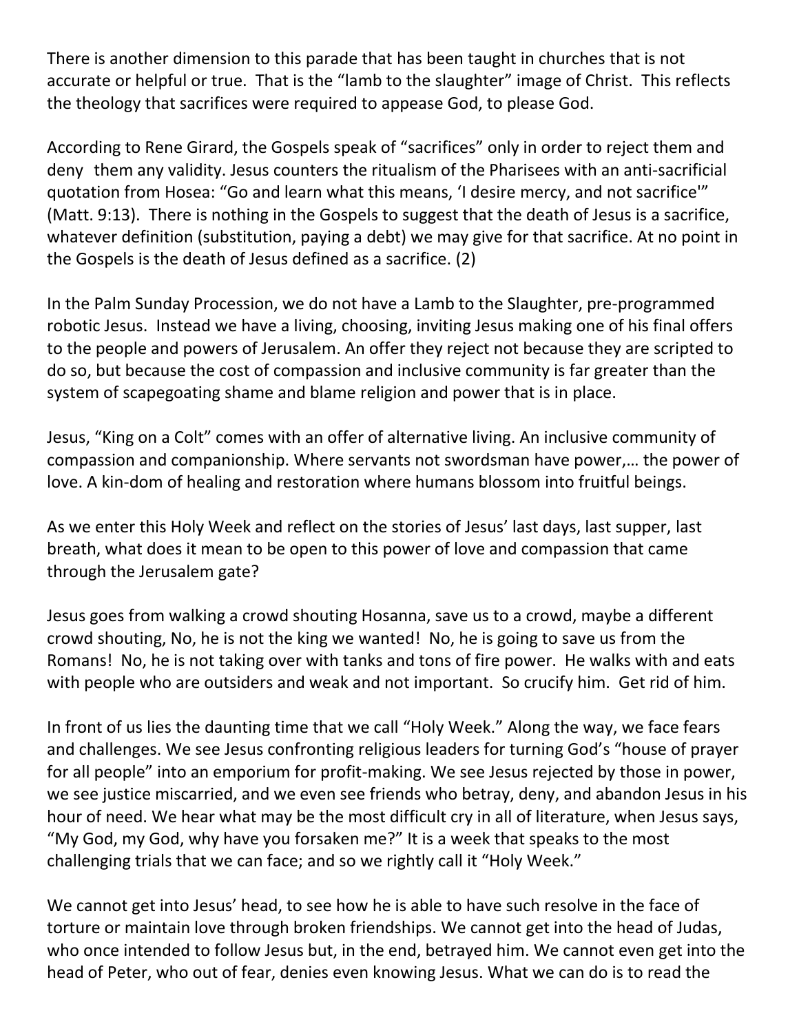There is another dimension to this parade that has been taught in churches that is not accurate or helpful or true. That is the "lamb to the slaughter" image of Christ. This reflects the theology that sacrifices were required to appease God, to please God.

According to Rene Girard, the Gospels speak of "sacrifices" only in order to reject them and deny them any validity. Jesus counters the ritualism of the Pharisees with an anti-sacrificial quotation from Hosea: "Go and learn what this means, 'I desire mercy, and not sacrifice'" (Matt. 9:13). There is nothing in the Gospels to suggest that the death of Jesus is a sacrifice, whatever definition (substitution, paying a debt) we may give for that sacrifice. At no point in the Gospels is the death of Jesus defined as a sacrifice. (2)

In the Palm Sunday Procession, we do not have a Lamb to the Slaughter, pre-programmed robotic Jesus. Instead we have a living, choosing, inviting Jesus making one of his final offers to the people and powers of Jerusalem. An offer they reject not because they are scripted to do so, but because the cost of compassion and inclusive community is far greater than the system of scapegoating shame and blame religion and power that is in place.

Jesus, "King on a Colt" comes with an offer of alternative living. An inclusive community of compassion and companionship. Where servants not swordsman have power,… the power of love. A kin-dom of healing and restoration where humans blossom into fruitful beings.

As we enter this Holy Week and reflect on the stories of Jesus' last days, last supper, last breath, what does it mean to be open to this power of love and compassion that came through the Jerusalem gate?

Jesus goes from walking a crowd shouting Hosanna, save us to a crowd, maybe a different crowd shouting, No, he is not the king we wanted! No, he is going to save us from the Romans! No, he is not taking over with tanks and tons of fire power. He walks with and eats with people who are outsiders and weak and not important. So crucify him. Get rid of him.

In front of us lies the daunting time that we call "Holy Week." Along the way, we face fears and challenges. We see Jesus confronting religious leaders for turning God's "house of prayer for all people" into an emporium for profit-making. We see Jesus rejected by those in power, we see justice miscarried, and we even see friends who betray, deny, and abandon Jesus in his hour of need. We hear what may be the most difficult cry in all of literature, when Jesus says, "My God, my God, why have you forsaken me?" It is a week that speaks to the most challenging trials that we can face; and so we rightly call it "Holy Week."

We cannot get into Jesus' head, to see how he is able to have such resolve in the face of torture or maintain love through broken friendships. We cannot get into the head of Judas, who once intended to follow Jesus but, in the end, betrayed him. We cannot even get into the head of Peter, who out of fear, denies even knowing Jesus. What we can do is to read the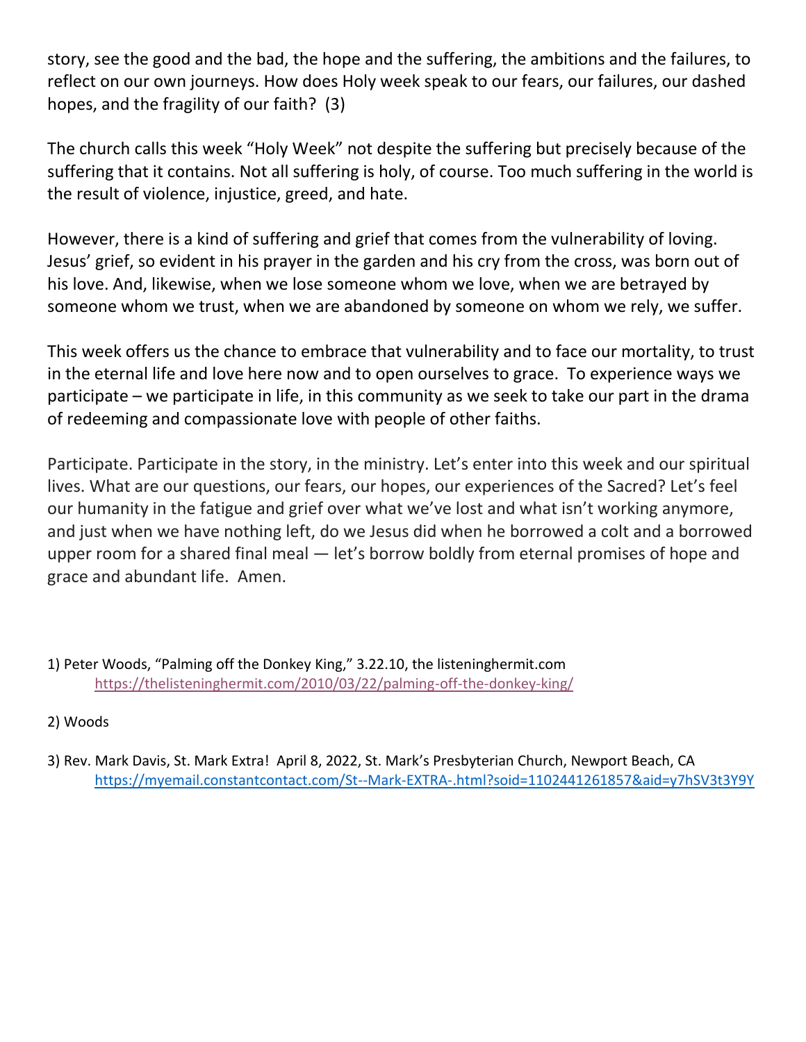story, see the good and the bad, the hope and the suffering, the ambitions and the failures, to reflect on our own journeys. How does Holy week speak to our fears, our failures, our dashed hopes, and the fragility of our faith? (3)

The church calls this week "Holy Week" not despite the suffering but precisely because of the suffering that it contains. Not all suffering is holy, of course. Too much suffering in the world is the result of violence, injustice, greed, and hate.

However, there is a kind of suffering and grief that comes from the vulnerability of loving. Jesus' grief, so evident in his prayer in the garden and his cry from the cross, was born out of his love. And, likewise, when we lose someone whom we love, when we are betrayed by someone whom we trust, when we are abandoned by someone on whom we rely, we suffer.

This week offers us the chance to embrace that vulnerability and to face our mortality, to trust in the eternal life and love here now and to open ourselves to grace. To experience ways we participate – we participate in life, in this community as we seek to take our part in the drama of redeeming and compassionate love with people of other faiths.

Participate. Participate in the story, in the ministry. Let's enter into this week and our spiritual lives. What are our questions, our fears, our hopes, our experiences of the Sacred? Let's feel our humanity in the fatigue and grief over what we've lost and what isn't working anymore, and just when we have nothing left, do we Jesus did when he borrowed a colt and a borrowed upper room for a shared final meal — let's borrow boldly from eternal promises of hope and grace and abundant life. Amen.

1) Peter Woods, "Palming off the Donkey King," 3.22.10, the listeninghermit.com
https://thelisteninghermit.com/2010/03/22/palming-off-the-donkey-king/

2) Woods

3) Rev. Mark Davis, St. Mark Extra! April 8, 2022, St. Mark's Presbyterian Church, Newport Beach, CA
https://myemail.constantcontact.com/St--Mark-EXTRA-.html?soid=1102441261857&aid=y7hSV3t3Y9Y